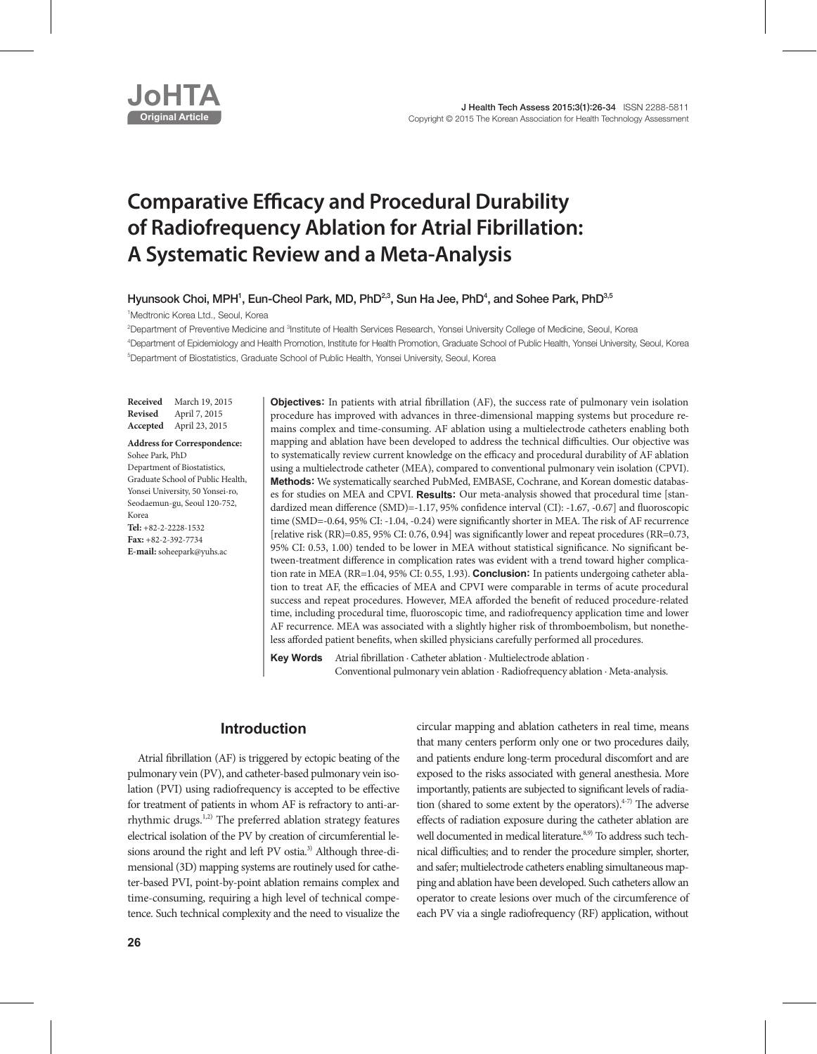JoHTA

Original Article

# Comparative Efficacy and Procedural Durability of Radiofrequency Ablation for Atrial Fibrillation: A Systematic Review and a Meta-Analysis

Hyunsook Choi, MPH[1], Eun-Cheol Park, MD, PhD[2,3], Sun Ha Jee, PhD[4], and Sohee Park, PhD[3,5]

[1]Medtronic Korea Ltd., Seoul, Korea

[2]Department of Preventive Medicine and [3]Institute of Health Services Research, Yonsei University College of Medicine, Seoul, Korea

[4]Department of Epidemiology and Health Promotion, Institute for Health Promotion, Graduate School of Public Health, Yonsei University, Seoul, Korea

[5]Department of Biostatistics, Graduate School of Public Health, Yonsei University, Seoul, Korea

**Received** March 19, 2015
**Revised** April 7, 2015
**Accepted** April 23, 2015

**Address for Correspondence:**
Sohee Park, PhD
Department of Biostatistics, Graduate School of Public Health, Yonsei University, 50 Yonsei-ro, Seodaemun-gu, Seoul 120-752, Korea
**Tel:** +82-2-2228-1532
**Fax:** +82-2-392-7734
**E-mail:** soheepark@yuhs.ac

**Objectives:** In patients with atrial fibrillation (AF), the success rate of pulmonary vein isolation procedure has improved with advances in three-dimensional mapping systems but procedure remains complex and time-consuming. AF ablation using a multielectrode catheters enabling both mapping and ablation have been developed to address the technical difficulties. Our objective was to systematically review current knowledge on the efficacy and procedural durability of AF ablation using a multielectrode catheter (MEA), compared to conventional pulmonary vein isolation (CPVI). **Methods:** We systematically searched PubMed, EMBASE, Cochrane, and Korean domestic databases for studies on MEA and CPVI. **Results:** Our meta-analysis showed that procedural time [standardized mean difference (SMD)=-1.17, 95% confidence interval (CI): -1.67, -0.67] and fluoroscopic time (SMD=-0.64, 95% CI: -1.04, -0.24) were significantly shorter in MEA. The risk of AF recurrence [relative risk (RR)=0.85, 95% CI: 0.76, 0.94] was significantly lower and repeat procedures (RR=0.73, 95% CI: 0.53, 1.00) tended to be lower in MEA without statistical significance. No significant between-treatment difference in complication rates was evident with a trend toward higher complication rate in MEA (RR=1.04, 95% CI: 0.55, 1.93). **Conclusion:** In patients undergoing catheter ablation to treat AF, the efficacies of MEA and CPVI were comparable in terms of acute procedural success and repeat procedures. However, MEA afforded the benefit of reduced procedure-related time, including procedural time, fluoroscopic time, and radiofrequency application time and lower AF recurrence. MEA was associated with a slightly higher risk of thromboembolism, but nonetheless afforded patient benefits, when skilled physicians carefully performed all procedures.

**Key Words** Atrial fibrillation · Catheter ablation · Multielectrode ablation · Conventional pulmonary vein ablation · Radiofrequency ablation · Meta-analysis.

## Introduction

Atrial fibrillation (AF) is triggered by ectopic beating of the pulmonary vein (PV), and catheter-based pulmonary vein isolation (PVI) using radiofrequency is accepted to be effective for treatment of patients in whom AF is refractory to anti-arrhythmic drugs.[1,2] The preferred ablation strategy features electrical isolation of the PV by creation of circumferential lesions around the right and left PV ostia.[3] Although three-dimensional (3D) mapping systems are routinely used for catheter-based PVI, point-by-point ablation remains complex and time-consuming, requiring a high level of technical competence. Such technical complexity and the need to visualize the circular mapping and ablation catheters in real time, means that many centers perform only one or two procedures daily, and patients endure long-term procedural discomfort and are exposed to the risks associated with general anesthesia. More importantly, patients are subjected to significant levels of radiation (shared to some extent by the operators).[4-7] The adverse effects of radiation exposure during the catheter ablation are well documented in medical literature.[8,9] To address such technical difficulties; and to render the procedure simpler, shorter, and safer; multielectrode catheters enabling simultaneous mapping and ablation have been developed. Such catheters allow an operator to create lesions over much of the circumference of each PV via a single radiofrequency (RF) application, without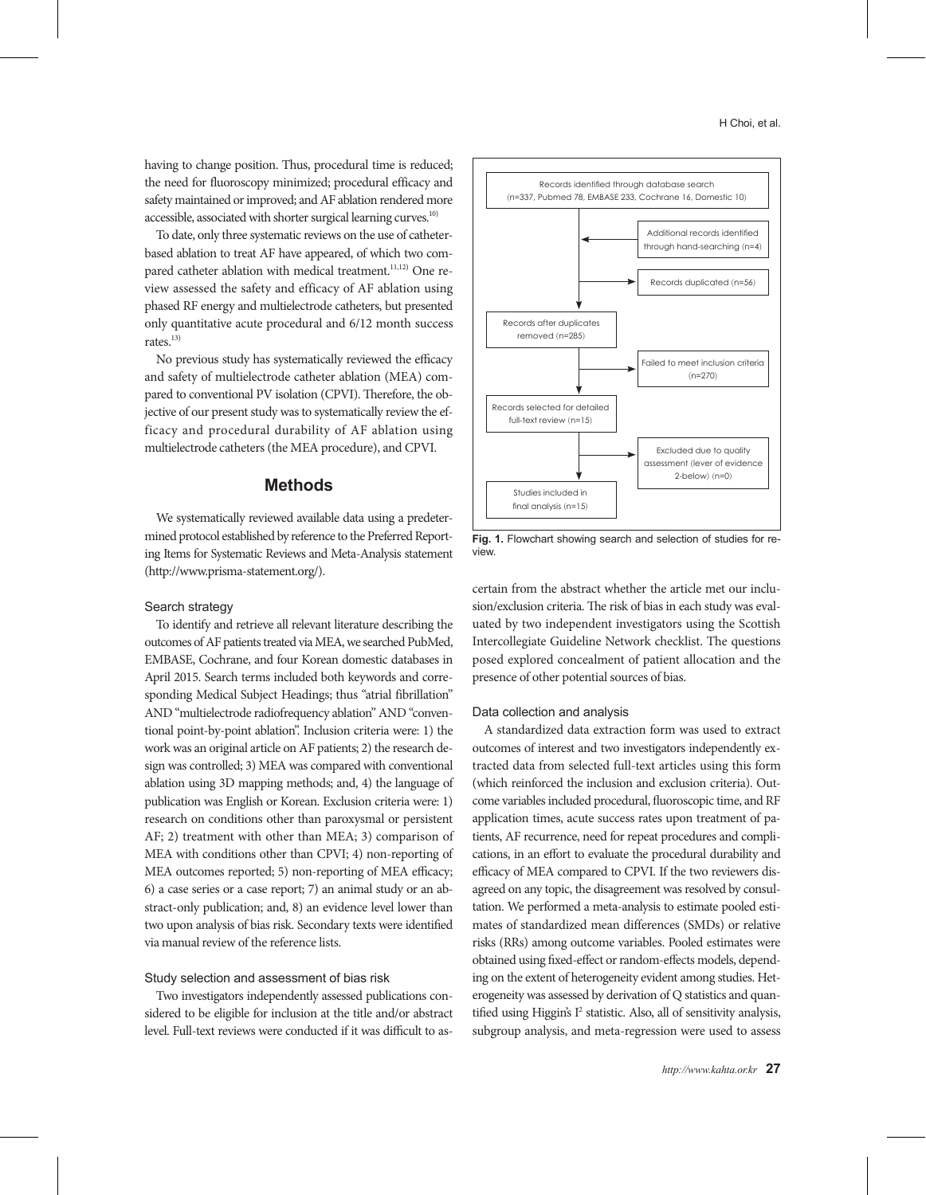having to change position. Thus, procedural time is reduced; the need for fluoroscopy minimized; procedural efficacy and safety maintained or improved; and AF ablation rendered more accessible, associated with shorter surgical learning curves.[10]

To date, only three systematic reviews on the use of catheter-based ablation to treat AF have appeared, of which two compared catheter ablation with medical treatment.[11,12] One review assessed the safety and efficacy of AF ablation using phased RF energy and multielectrode catheters, but presented only quantitative acute procedural and 6/12 month success rates.[13]

No previous study has systematically reviewed the efficacy and safety of multielectrode catheter ablation (MEA) compared to conventional PV isolation (CPVI). Therefore, the objective of our present study was to systematically review the efficacy and procedural durability of AF ablation using multielectrode catheters (the MEA procedure), and CPVI.

## Methods

We systematically reviewed available data using a predetermined protocol established by reference to the Preferred Reporting Items for Systematic Reviews and Meta-Analysis statement (http://www.prisma-statement.org/).

### Search strategy

To identify and retrieve all relevant literature describing the outcomes of AF patients treated via MEA, we searched PubMed, EMBASE, Cochrane, and four Korean domestic databases in April 2015. Search terms included both keywords and corresponding Medical Subject Headings; thus "atrial fibrillation" AND "multielectrode radiofrequency ablation" AND "conventional point-by-point ablation". Inclusion criteria were: 1) the work was an original article on AF patients; 2) the research design was controlled; 3) MEA was compared with conventional ablation using 3D mapping methods; and, 4) the language of publication was English or Korean. Exclusion criteria were: 1) research on conditions other than paroxysmal or persistent AF; 2) treatment with other than MEA; 3) comparison of MEA with conditions other than CPVI; 4) non-reporting of MEA outcomes reported; 5) non-reporting of MEA efficacy; 6) a case series or a case report; 7) an animal study or an abstract-only publication; and, 8) an evidence level lower than two upon analysis of bias risk. Secondary texts were identified via manual review of the reference lists.

### Study selection and assessment of bias risk

Two investigators independently assessed publications considered to be eligible for inclusion at the title and/or abstract level. Full-text reviews were conducted if it was difficult to ascertain from the abstract whether the article met our inclusion/exclusion criteria. The risk of bias in each study was evaluated by two independent investigators using the Scottish Intercollegiate Guideline Network checklist. The questions posed explored concealment of patient allocation and the presence of other potential sources of bias.

Records identified through database search (n=337, Pubmed 78, EMBASE 233, Cochrane 16, Domestic 10)

Additional records identified through hand-searching (n=4)

Records duplicated (n=56)

Records after duplicates removed (n=285)

Failed to meet inclusion criteria (n=270)

Records selected for detailed full-text review (n=15)

Excluded due to quality assessment (lever of evidence 2-below) (n=0)

Studies included in final analysis (n=15)

**Fig. 1.** Flowchart showing search and selection of studies for review.

### Data collection and analysis

A standardized data extraction form was used to extract outcomes of interest and two investigators independently extracted data from selected full-text articles using this form (which reinforced the inclusion and exclusion criteria). Outcome variables included procedural, fluoroscopic time, and RF application times, acute success rates upon treatment of patients, AF recurrence, need for repeat procedures and complications, in an effort to evaluate the procedural durability and efficacy of MEA compared to CPVI. If the two reviewers disagreed on any topic, the disagreement was resolved by consultation. We performed a meta-analysis to estimate pooled estimates of standardized mean differences (SMDs) or relative risks (RRs) among outcome variables. Pooled estimates were obtained using fixed-effect or random-effects models, depending on the extent of heterogeneity evident among studies. Heterogeneity was assessed by derivation of Q statistics and quantified using Higgin's $I^2$ statistic. Also, all of sensitivity analysis, subgroup analysis, and meta-regression were used to assess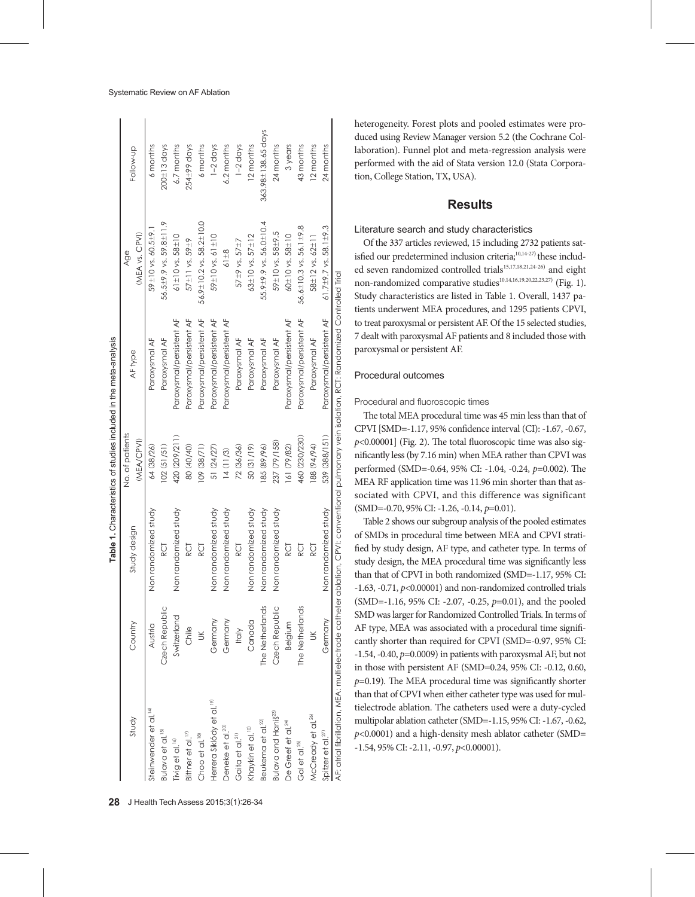**Table 1.** Characteristics of studies included in the meta-analysis

| Study | Country | Study design | No. of patients (MEA/CPVI) | AF type | Age (MEA vs. CPVI) | Follow-up |
|---|---|---|---|---|---|---|
| Steinwender et al.[14] | Austria | Non randomized study | 64 (38/26) | Paroxysmal AF | 59±10 vs. 60.5±9.1 | 6 months |
| Bulava et al.[15] | Czech Republic | RCT | 102 (51/51) | Paroxysmal AF | 56.5±9.9 vs. 59.8±11.9 | 200±13 days |
| Tivig et al.[16] | Switzerland | Non randomized study | 420 (209/211) | Paroxysmal/persistent AF | 61±10 vs. 58±10 | 6.7 months |
| Bittner et al.[17] | Chile | RCT | 80 (40/40) | Paroxysmal/persistent AF | 57±11 vs. 59±9 | 254±99 days |
| Choo et al.[18] | UK | RCT | 109 (38/71) | Paroxysmal/persistent AF | 56.9±10.2 vs. 58.2±10.0 | 6 months |
| Herrera Siklódy et al.[19] | Germany | Non randomized study | 51 (24/27) | Paroxysmal/persistent AF | 59±10 vs. 61±10 | 1–2 days |
| Deneke et al.[20] | Germany | Non randomized study | 14 (11/3) | Paroxysmal/persistent AF | 61±8 | 6.2 months |
| Gaita et al.[21] | Italy | RCT | 72 (36/36) | Paroxysmal AF | 57±9 vs. 57±7 | 1–2 days |
| Khaykin et al.[10] | Canada | Non randomized study | 50 (31/19) | Paroxysmal AF | 63±10 vs. 57±12 | 12 months |
| Beukema et al.[22] | The Netherlands | Non randomized study | 185 (89/96) | Paroxysmal AF | 55.9±9.9 vs. 56.0±10.4 | 363.98±138.65 days |
| Bulava and Hanis[23] | Czech Republic | Non randomized study | 237 (79/158) | Paroxysmal AF | 59±10 vs. 58±9.5 | 24 months |
| De Greef et al.[24] | Belgium | RCT | 161 (79/82) | Paroxysmal/persistent AF | 60±10 vs. 58±10 | 3 years |
| Gal et al.[25] | The Netherlands | RCT | 460 (230/230) | Paroxysmal/persistent AF | 56.6±10.3 vs. 56.1±9.8 | 43 months |
| McCready et al.[26] | UK | RCT | 188 (94/94) | Paroxysmal AF | 58±12 vs. 62±11 | 12 months |
| Spitzer et al.[27] | Germany | Non randomized study | 539 (388/151) | Paroxysmal/persistent AF | 61.7±9.7 vs. 58.1±9.3 | 24 months |

AF: atrial fibrillation, MEA: multielectrode catheter ablation, CPVI: conventional pulmonary vein isolation, RCT: Randomized Controlled Trial

heterogeneity. Forest plots and pooled estimates were produced using Review Manager version 5.2 (the Cochrane Collaboration). Funnel plot and meta-regression analysis were performed with the aid of Stata version 12.0 (Stata Corporation, College Station, TX, USA).

## Results

### Literature search and study characteristics

Of the 337 articles reviewed, 15 including 2732 patients satisfied our predetermined inclusion criteria;[10,14-27] these included seven randomized controlled trials[15,17,18,21,24-26] and eight non-randomized comparative studies[10,14,16,19,20,22,23,27] (Fig. 1). Study characteristics are listed in Table 1. Overall, 1437 patients underwent MEA procedures, and 1295 patients CPVI, to treat paroxysmal or persistent AF. Of the 15 selected studies, 7 dealt with paroxysmal AF patients and 8 included those with paroxysmal or persistent AF.

### Procedural outcomes

#### Procedural and fluoroscopic times

The total MEA procedural time was 45 min less than that of CPVI [SMD=-1.17, 95% confidence interval (CI): -1.67, -0.67, $p$<0.00001] (Fig. 2). The total fluoroscopic time was also significantly less (by 7.16 min) when MEA rather than CPVI was performed (SMD=-0.64, 95% CI: -1.04, -0.24, $p$=0.002). The MEA RF application time was 11.96 min shorter than that associated with CPVI, and this difference was significant (SMD=-0.70, 95% CI: -1.26, -0.14, $p$=0.01).

Table 2 shows our subgroup analysis of the pooled estimates of SMDs in procedural time between MEA and CPVI stratified by study design, AF type, and catheter type. In terms of study design, the MEA procedural time was significantly less than that of CPVI in both randomized (SMD=-1.17, 95% CI: -1.63, -0.71, $p$<0.00001) and non-randomized controlled trials (SMD=-1.16, 95% CI: -2.07, -0.25, $p$=0.01), and the pooled SMD was larger for Randomized Controlled Trials. In terms of AF type, MEA was associated with a procedural time significantly shorter than required for CPVI (SMD=-0.97, 95% CI: -1.54, -0.40, $p$=0.0009) in patients with paroxysmal AF, but not in those with persistent AF (SMD=0.24, 95% CI: -0.12, 0.60, $p$=0.19). The MEA procedural time was significantly shorter than that of CPVI when either catheter type was used for multielectrode ablation. The catheters used were a duty-cycled multipolar ablation catheter (SMD=-1.15, 95% CI: -1.67, -0.62, $p$<0.0001) and a high-density mesh ablator catheter (SMD=-1.54, 95% CI: -2.11, -0.97, $p$<0.00001).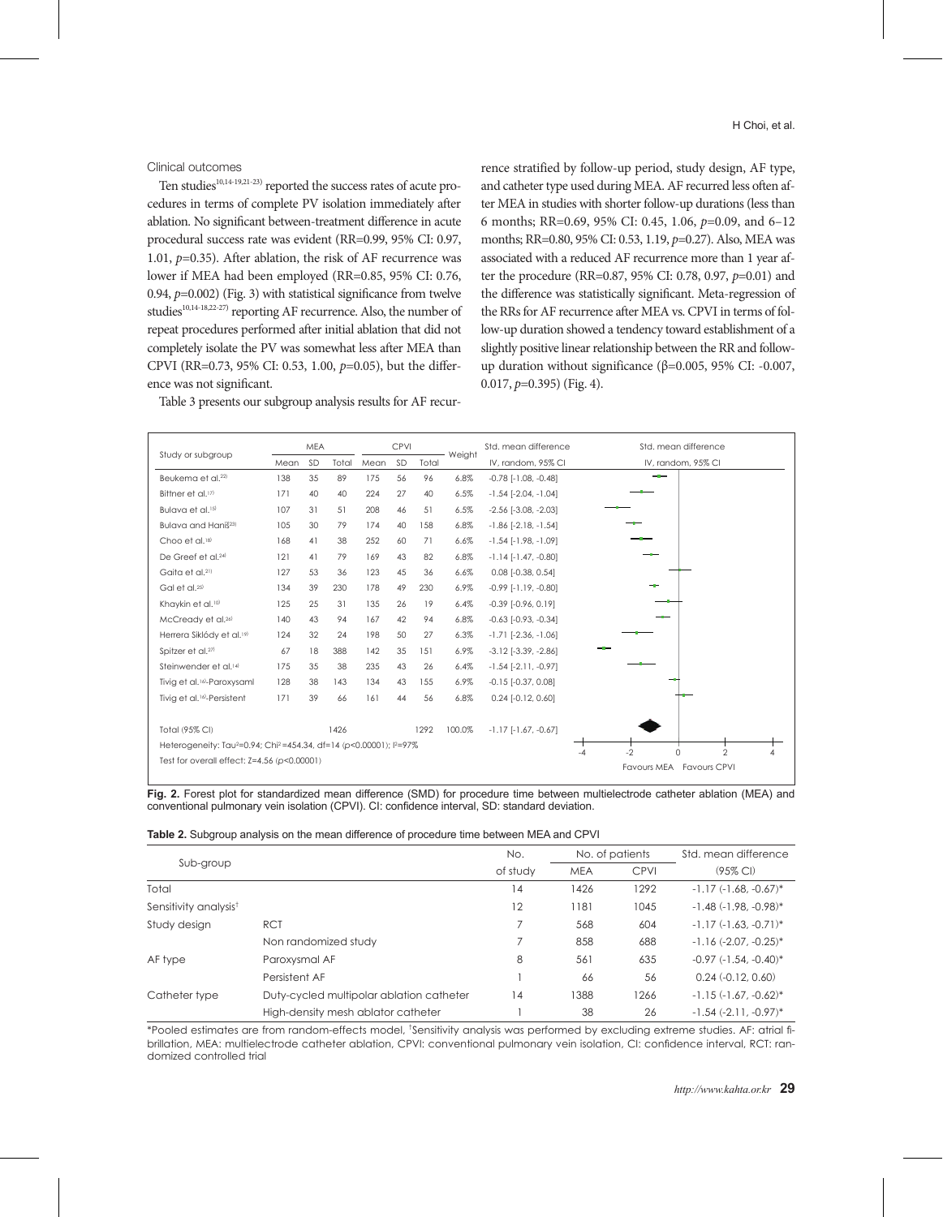Clinical outcomes

Ten studies[10,14-19,21-23] reported the success rates of acute procedures in terms of complete PV isolation immediately after ablation. No significant between-treatment difference in acute procedural success rate was evident (RR=0.99, 95% CI: 0.97, 1.01, $p$=0.35). After ablation, the risk of AF recurrence was lower if MEA had been employed (RR=0.85, 95% CI: 0.76, 0.94, $p$=0.002) (Fig. 3) with statistical significance from twelve studies[10,14-18,22-27] reporting AF recurrence. Also, the number of repeat procedures performed after initial ablation that did not completely isolate the PV was somewhat less after MEA than CPVI (RR=0.73, 95% CI: 0.53, 1.00, $p$=0.05), but the difference was not significant.

Table 3 presents our subgroup analysis results for AF recurrence stratified by follow-up period, study design, AF type, and catheter type used during MEA. AF recurred less often after MEA in studies with shorter follow-up durations (less than 6 months; RR=0.69, 95% CI: 0.45, 1.06, $p$=0.09, and 6–12 months; RR=0.80, 95% CI: 0.53, 1.19, $p$=0.27). Also, MEA was associated with a reduced AF recurrence more than 1 year after the procedure (RR=0.87, 95% CI: 0.78, 0.97, $p$=0.01) and the difference was statistically significant. Meta-regression of the RRs for AF recurrence after MEA vs. CPVI in terms of follow-up duration showed a tendency toward establishment of a slightly positive linear relationship between the RR and follow-up duration without significance (β=0.005, 95% CI: -0.007, 0.017, $p$=0.395) (Fig. 4).

| Study or subgroup | MEA | | | CPVI | | | Weight | Std. mean difference |
|---|---|---|---|---|---|---|---|---|
| | Mean | SD | Total | Mean | SD | Total | | IV, random, 95% CI |
| Beukema et al.[22] | 138 | 35 | 89 | 175 | 56 | 96 | 6.8% | -0.78 [-1.08, -0.48] |
| Bittner et al.[17] | 171 | 40 | 40 | 224 | 27 | 40 | 6.5% | -1.54 [-2.04, -1.04] |
| Bulava et al.[15] | 107 | 31 | 51 | 208 | 46 | 51 | 6.5% | -2.56 [-3.08, -2.03] |
| Bulava and Haniš[23] | 105 | 30 | 79 | 174 | 40 | 158 | 6.8% | -1.86 [-2.18, -1.54] |
| Choo et al.[18] | 168 | 41 | 38 | 252 | 60 | 71 | 6.6% | -1.54 [-1.98, -1.09] |
| De Greef et al.[24] | 121 | 41 | 79 | 169 | 43 | 82 | 6.8% | -1.14 [-1.47, -0.80] |
| Gaita et al.[21] | 127 | 53 | 36 | 123 | 45 | 36 | 6.6% | 0.08 [-0.38, 0.54] |
| Gal et al.[25] | 134 | 39 | 230 | 178 | 49 | 230 | 6.9% | -0.99 [-1.19, -0.80] |
| Khaykin et al.[10] | 125 | 25 | 31 | 135 | 26 | 19 | 6.4% | -0.39 [-0.96, 0.19] |
| McCready et al.[26] | 140 | 43 | 94 | 167 | 42 | 94 | 6.8% | -0.63 [-0.93, -0.34] |
| Herrera Siklódy et al.[19] | 124 | 32 | 24 | 198 | 50 | 27 | 6.3% | -1.71 [-2.36, -1.06] |
| Spitzer et al.[27] | 67 | 18 | 388 | 142 | 35 | 151 | 6.9% | -3.12 [-3.39, -2.86] |
| Steinwender et al.[14] | 175 | 35 | 38 | 235 | 43 | 26 | 6.4% | -1.54 [-2.11, -0.97] |
| Tivig et al.[16]-Paroxysaml | 128 | 38 | 143 | 134 | 43 | 155 | 6.9% | -0.15 [-0.37, 0.08] |
| Tivig et al.[16]-Persistent | 171 | 39 | 66 | 161 | 44 | 56 | 6.8% | 0.24 [-0.12, 0.60] |
| Total (95% CI) | | | 1426 | | | 1292 | 100.0% | -1.17 [-1.67, -0.67] |

Heterogeneity: $Tau^2$=0.94; $Chi^2$=454.34, df=14 ($p$<0.00001); $I^2$=97%

Test for overall effect: Z=4.56 ($p$<0.00001)

Favours MEA Favours CPVI

**Fig. 2.** Forest plot for standardized mean difference (SMD) for procedure time between multielectrode catheter ablation (MEA) and conventional pulmonary vein isolation (CPVI). CI: confidence interval, SD: standard deviation.

**Table 2.** Subgroup analysis on the mean difference of procedure time between MEA and CPVI

| Sub-group | | No. of study | No. of patients MEA | No. of patients CPVI | Std. mean difference (95% CI) |
|---|---|---|---|---|---|
| Total | | 14 | 1426 | 1292 | -1.17 (-1.68, -0.67)* |
| Sensitivity analysis† | | 12 | 1181 | 1045 | -1.48 (-1.98, -0.98)* |
| Study design | RCT | 7 | 568 | 604 | -1.17 (-1.63, -0.71)* |
| | Non randomized study | 7 | 858 | 688 | -1.16 (-2.07, -0.25)* |
| AF type | Paroxysmal AF | 8 | 561 | 635 | -0.97 (-1.54, -0.40)* |
| | Persistent AF | 1 | 66 | 56 | 0.24 (-0.12, 0.60) |
| Catheter type | Duty-cycled multipolar ablation catheter | 14 | 1388 | 1266 | -1.15 (-1.67, -0.62)* |
| | High-density mesh ablator catheter | 1 | 38 | 26 | -1.54 (-2.11, -0.97)* |

*Pooled estimates are from random-effects model, †Sensitivity analysis was performed by excluding extreme studies. AF: atrial fibrillation, MEA: multielectrode catheter ablation, CPVI: conventional pulmonary vein isolation, CI: confidence interval, RCT: randomized controlled trial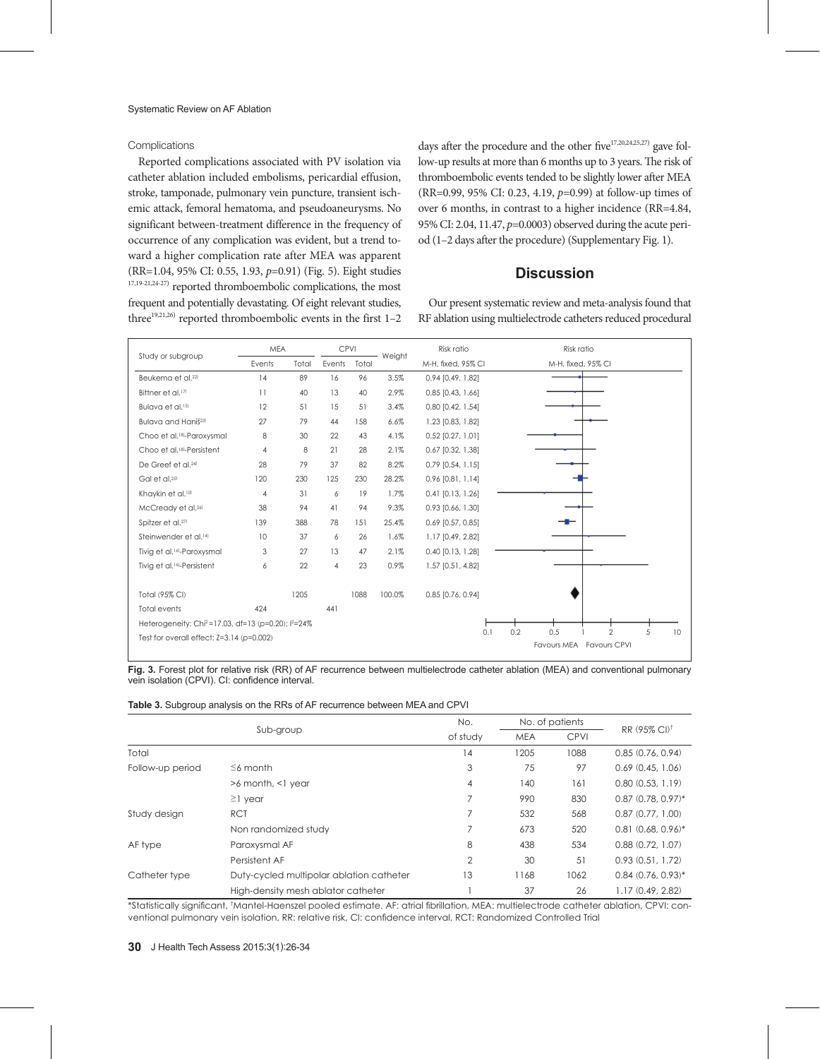### Complications

Reported complications associated with PV isolation via catheter ablation included embolisms, pericardial effusion, stroke, tamponade, pulmonary vein puncture, transient ischemic attack, femoral hematoma, and pseudoaneurysms. No significant between-treatment difference in the frequency of occurrence of any complication was evident, but a trend toward a higher complication rate after MEA was apparent (RR=1.04, 95% CI: 0.55, 1.93, *p*=0.91) (Fig. 5). Eight studies [17,19-21,24-27] reported thromboembolic complications, the most frequent and potentially devastating. Of eight relevant studies, three[19,21,26] reported thromboembolic events in the first 1–2 days after the procedure and the other five[17,20,24,25,27] gave follow-up results at more than 6 months up to 3 years. The risk of thromboembolic events tended to be slightly lower after MEA (RR=0.99, 95% CI: 0.23, 4.19, *p*=0.99) at follow-up times of over 6 months, in contrast to a higher incidence (RR=4.84, 95% CI: 2.04, 11.47, *p*=0.0003) observed during the acute period (1–2 days after the procedure) (Supplementary Fig. 1).

## Discussion

Our present systematic review and meta-analysis found that RF ablation using multielectrode catheters reduced procedural

| Study or subgroup | MEA Events | MEA Total | CPVI Events | CPVI Total | Weight | Risk ratio M-H, fixed, 95% CI |
|---|---|---|---|---|---|---|
| Beukema et al.[22] | 14 | 89 | 16 | 96 | 3.5% | 0.94 [0.49, 1.82] |
| Bittner et al.[17] | 11 | 40 | 13 | 40 | 2.9% | 0.85 [0.43, 1.66] |
| Bulava et al.[15] | 12 | 51 | 15 | 51 | 3.4% | 0.80 [0.42, 1.54] |
| Bulava and Haniš[23] | 27 | 79 | 44 | 158 | 6.6% | 1.23 [0.83, 1.82] |
| Choo et al.[18]-Paroxysmal | 8 | 30 | 22 | 43 | 4.1% | 0.52 [0.27, 1.01] |
| Choo et al.[18]-Persistent | 4 | 8 | 21 | 28 | 2.1% | 0.67 [0.32, 1.38] |
| De Greef et al.[24] | 28 | 79 | 37 | 82 | 8.2% | 0.79 [0.54, 1.15] |
| Gal et al.[25] | 120 | 230 | 125 | 230 | 28.2% | 0.96 [0.81, 1.14] |
| Khaykin et al.[10] | 4 | 31 | 6 | 19 | 1.7% | 0.41 [0.13, 1.26] |
| McCready et al.[26] | 38 | 94 | 41 | 94 | 9.3% | 0.93 [0.66, 1.30] |
| Spitzer et al.[27] | 139 | 388 | 78 | 151 | 25.4% | 0.69 [0.57, 0.85] |
| Steinwender et al.[14] | 10 | 37 | 6 | 26 | 1.6% | 1.17 [0.49, 2.82] |
| Tivig et al.[16]-Paroxysmal | 3 | 27 | 13 | 47 | 2.1% | 0.40 [0.13, 1.28] |
| Tivig et al.[16]-Persistent | 6 | 22 | 4 | 23 | 0.9% | 1.57 [0.51, 4.82] |
| Total (95% CI) | | 1205 | | 1088 | 100.0% | 0.85 [0.76, 0.94] |
| Total events | 424 | | 441 | | | |

Heterogeneity: $Chi^2=17.03$, df=13 ($p$=0.20); $I^2$=24%

Test for overall effect: Z=3.14 ($p$=0.002)

Favours MEA / Favours CPVI

**Fig. 3.** Forest plot for relative risk (RR) of AF recurrence between multielectrode catheter ablation (MEA) and conventional pulmonary vein isolation (CPVI). CI: confidence interval.

**Table 3.** Subgroup analysis on the RRs of AF recurrence between MEA and CPVI

| Sub-group | | No. of study | No. of patients MEA | No. of patients CPVI | RR (95% CI)† |
|---|---|---|---|---|---|
| Total | | 14 | 1205 | 1088 | 0.85 (0.76, 0.94) |
| Follow-up period | ≤6 month | 3 | 75 | 97 | 0.69 (0.45, 1.06) |
| | >6 month, <1 year | 4 | 140 | 161 | 0.80 (0.53, 1.19) |
| | ≥1 year | 7 | 990 | 830 | 0.87 (0.78, 0.97)* |
| Study design | RCT | 7 | 532 | 568 | 0.87 (0.77, 1.00) |
| | Non randomized study | 7 | 673 | 520 | 0.81 (0.68, 0.96)* |
| AF type | Paroxysmal AF | 8 | 438 | 534 | 0.88 (0.72, 1.07) |
| | Persistent AF | 2 | 30 | 51 | 0.93 (0.51, 1.72) |
| Catheter type | Duty-cycled multipolar ablation catheter | 13 | 1168 | 1062 | 0.84 (0.76, 0.93)* |
| | High-density mesh ablator catheter | 1 | 37 | 26 | 1.17 (0.49, 2.82) |

*Statistically significant, †Mantel-Haenszel pooled estimate. AF: atrial fibrillation, MEA: multielectrode catheter ablation, CPVI: conventional pulmonary vein isolation, RR: relative risk, CI: confidence interval, RCT: Randomized Controlled Trial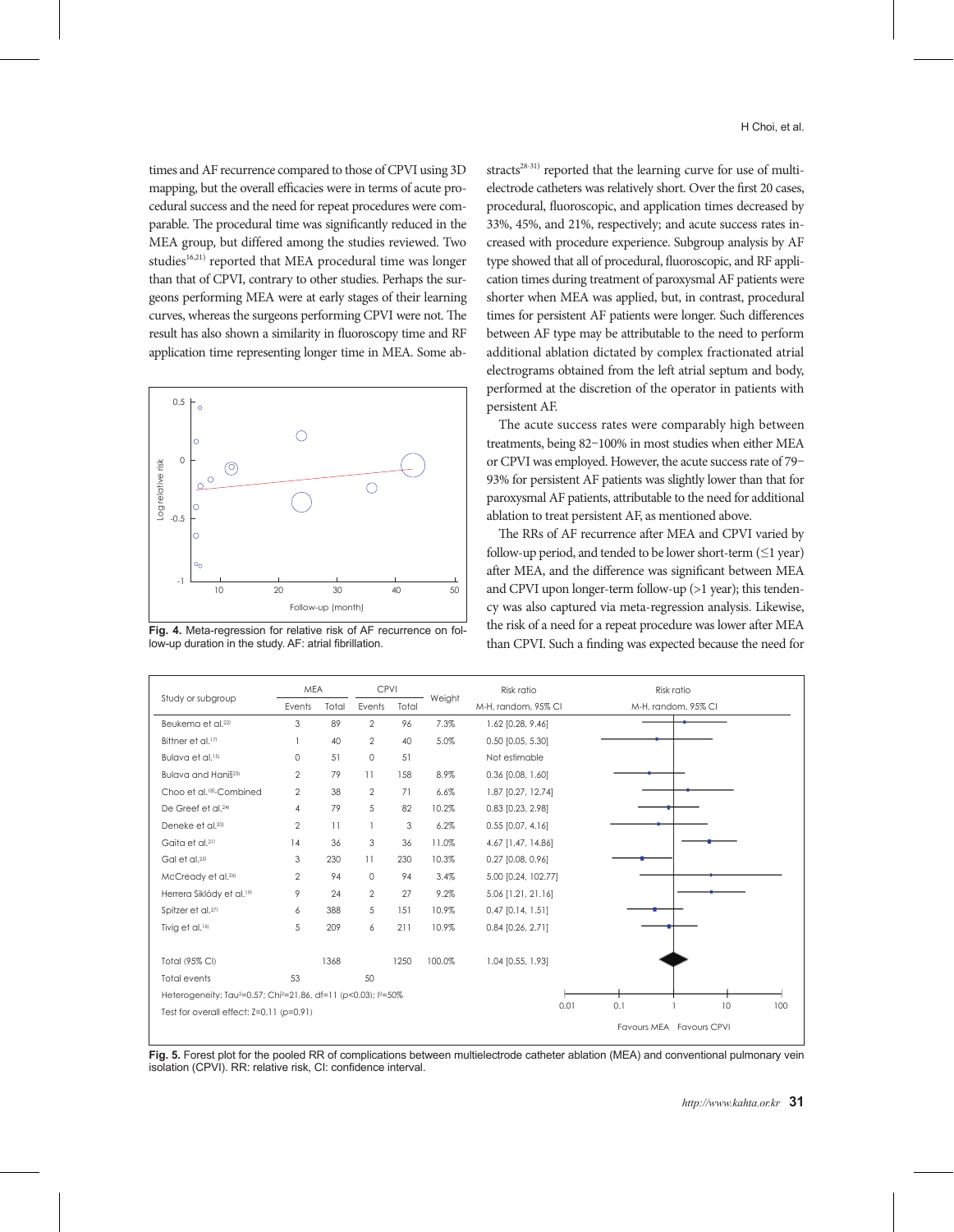times and AF recurrence compared to those of CPVI using 3D mapping, but the overall efficacies were in terms of acute procedural success and the need for repeat procedures were comparable. The procedural time was significantly reduced in the MEA group, but differed among the studies reviewed. Two studies[16,21] reported that MEA procedural time was longer than that of CPVI, contrary to other studies. Perhaps the surgeons performing MEA were at early stages of their learning curves, whereas the surgeons performing CPVI were not. The result has also shown a similarity in fluoroscopy time and RF application time representing longer time in MEA. Some abstracts[28-31] reported that the learning curve for use of multielectrode catheters was relatively short. Over the first 20 cases, procedural, fluoroscopic, and application times decreased by 33%, 45%, and 21%, respectively; and acute success rates increased with procedure experience. Subgroup analysis by AF type showed that all of procedural, fluoroscopic, and RF application times during treatment of paroxysmal AF patients were shorter when MEA was applied, but, in contrast, procedural times for persistent AF patients were longer. Such differences between AF type may be attributable to the need to perform additional ablation dictated by complex fractionated atrial electrograms obtained from the left atrial septum and body, performed at the discretion of the operator in patients with persistent AF.

The acute success rates were comparably high between treatments, being 82–100% in most studies when either MEA or CPVI was employed. However, the acute success rate of 79–93% for persistent AF patients was slightly lower than that for paroxysmal AF patients, attributable to the need for additional ablation to treat persistent AF, as mentioned above.

The RRs of AF recurrence after MEA and CPVI varied by follow-up period, and tended to be lower short-term (≤1 year) after MEA, and the difference was significant between MEA and CPVI upon longer-term follow-up (>1 year); this tendency was also captured via meta-regression analysis. Likewise, the risk of a need for a repeat procedure was lower after MEA than CPVI. Such a finding was expected because the need for

**Fig. 4.** Meta-regression for relative risk of AF recurrence on follow-up duration in the study. AF: atrial fibrillation.

| Study or subgroup | MEA Events | MEA Total | CPVI Events | CPVI Total | Weight | Risk ratio M-H, random, 95% CI |
|---|---|---|---|---|---|---|
| Beukema et al.[22] | 3 | 89 | 2 | 96 | 7.3% | 1.62 [0.28, 9.46] |
| Bittner et al.[17] | 1 | 40 | 2 | 40 | 5.0% | 0.50 [0.05, 5.30] |
| Bulava et al.[15] | 0 | 51 | 0 | 51 | | Not estimable |
| Bulava and Haniš[23] | 2 | 79 | 11 | 158 | 8.9% | 0.36 [0.08, 1.60] |
| Choo et al.[18]-Combined | 2 | 38 | 2 | 71 | 6.6% | 1.87 [0.27, 12.74] |
| De Greef et al.[24] | 4 | 79 | 5 | 82 | 10.2% | 0.83 [0.23, 2.98] |
| Deneke et al.[20] | 2 | 11 | 1 | 3 | 6.2% | 0.55 [0.07, 4.16] |
| Gaita et al.[21] | 14 | 36 | 3 | 36 | 11.0% | 4.67 [1.47, 14.86] |
| Gal et al.[25] | 3 | 230 | 11 | 230 | 10.3% | 0.27 [0.08, 0.96] |
| McCready et al.[26] | 2 | 94 | 0 | 94 | 3.4% | 5.00 [0.24, 102.77] |
| Herrera Siklódy et al.[19] | 9 | 24 | 2 | 27 | 9.2% | 5.06 [1.21, 21.16] |
| Spitzer et al.[27] | 6 | 388 | 5 | 151 | 10.9% | 0.47 [0.14, 1.51] |
| Tivig et al.[16] | 5 | 209 | 6 | 211 | 10.9% | 0.84 [0.26, 2.71] |
| Total (95% CI) | | 1368 | | 1250 | 100.0% | 1.04 [0.55, 1.93] |
| Total events | 53 | | 50 | | | |

Heterogeneity: $Tau^2=0.57$; $Chi^2=21.86$, $df=11$ ($p<0.03$); $I^2=50\%$

Test for overall effect: $Z=0.11$ ($p=0.91$)

Favours MEA — Favours CPVI

**Fig. 5.** Forest plot for the pooled RR of complications between multielectrode catheter ablation (MEA) and conventional pulmonary vein isolation (CPVI). RR: relative risk, CI: confidence interval.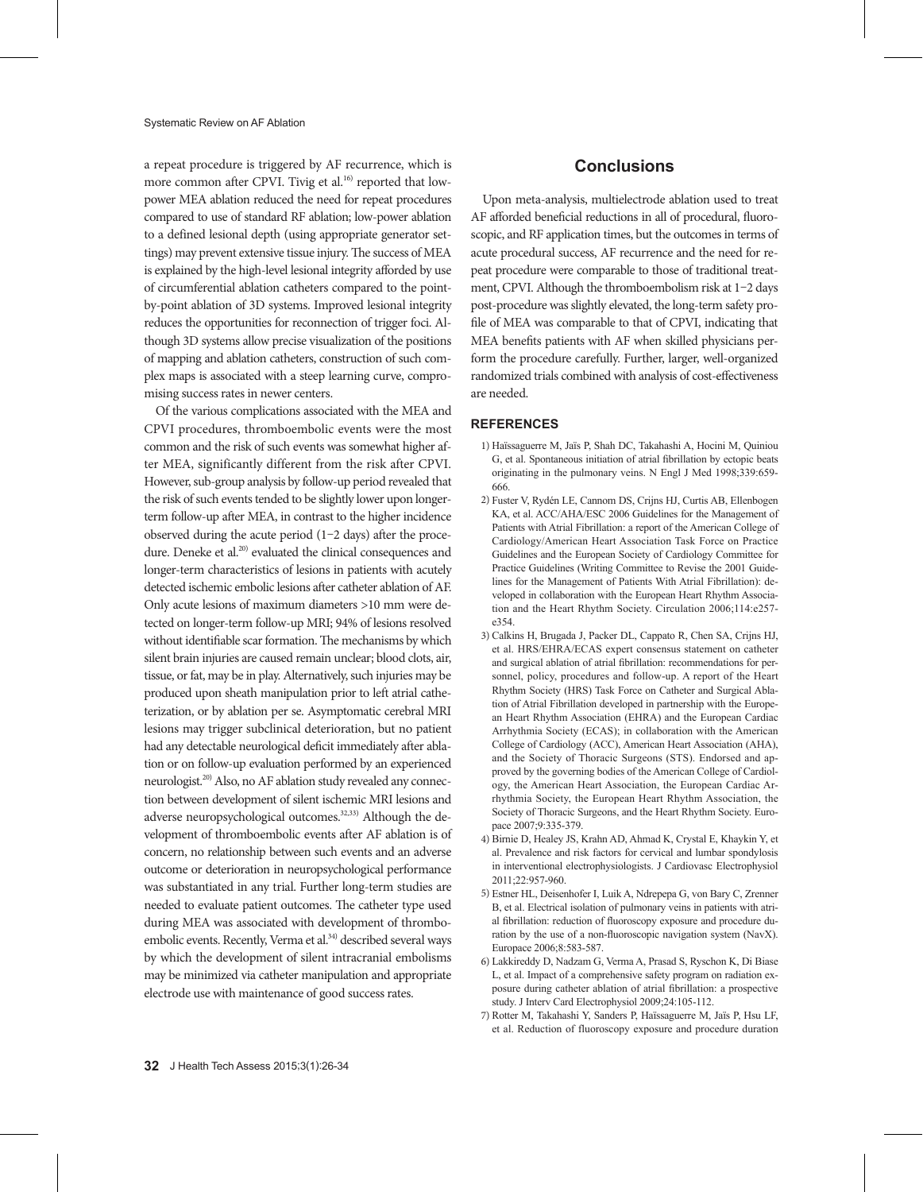a repeat procedure is triggered by AF recurrence, which is more common after CPVI. Tivig et al.[16] reported that low-power MEA ablation reduced the need for repeat procedures compared to use of standard RF ablation; low-power ablation to a defined lesional depth (using appropriate generator settings) may prevent extensive tissue injury. The success of MEA is explained by the high-level lesional integrity afforded by use of circumferential ablation catheters compared to the point-by-point ablation of 3D systems. Improved lesional integrity reduces the opportunities for reconnection of trigger foci. Although 3D systems allow precise visualization of the positions of mapping and ablation catheters, construction of such complex maps is associated with a steep learning curve, compromising success rates in newer centers.

Of the various complications associated with the MEA and CPVI procedures, thromboembolic events were the most common and the risk of such events was somewhat higher after MEA, significantly different from the risk after CPVI. However, sub-group analysis by follow-up period revealed that the risk of such events tended to be slightly lower upon longer-term follow-up after MEA, in contrast to the higher incidence observed during the acute period (1–2 days) after the procedure. Deneke et al.[20] evaluated the clinical consequences and longer-term characteristics of lesions in patients with acutely detected ischemic embolic lesions after catheter ablation of AF. Only acute lesions of maximum diameters >10 mm were detected on longer-term follow-up MRI; 94% of lesions resolved without identifiable scar formation. The mechanisms by which silent brain injuries are caused remain unclear; blood clots, air, tissue, or fat, may be in play. Alternatively, such injuries may be produced upon sheath manipulation prior to left atrial catheterization, or by ablation per se. Asymptomatic cerebral MRI lesions may trigger subclinical deterioration, but no patient had any detectable neurological deficit immediately after ablation or on follow-up evaluation performed by an experienced neurologist.[20] Also, no AF ablation study revealed any connection between development of silent ischemic MRI lesions and adverse neuropsychological outcomes.[32,33] Although the development of thromboembolic events after AF ablation is of concern, no relationship between such events and an adverse outcome or deterioration in neuropsychological performance was substantiated in any trial. Further long-term studies are needed to evaluate patient outcomes. The catheter type used during MEA was associated with development of thromboembolic events. Recently, Verma et al.[34] described several ways by which the development of silent intracranial embolisms may be minimized via catheter manipulation and appropriate electrode use with maintenance of good success rates.

## Conclusions

Upon meta-analysis, multielectrode ablation used to treat AF afforded beneficial reductions in all of procedural, fluoroscopic, and RF application times, but the outcomes in terms of acute procedural success, AF recurrence and the need for repeat procedure were comparable to those of traditional treatment, CPVI. Although the thromboembolism risk at 1–2 days post-procedure was slightly elevated, the long-term safety profile of MEA was comparable to that of CPVI, indicating that MEA benefits patients with AF when skilled physicians perform the procedure carefully. Further, larger, well-organized randomized trials combined with analysis of cost-effectiveness are needed.

### REFERENCES

1) Haïssaguerre M, Jaïs P, Shah DC, Takahashi A, Hocini M, Quiniou G, et al. Spontaneous initiation of atrial fibrillation by ectopic beats originating in the pulmonary veins. N Engl J Med 1998;339:659-666.
2) Fuster V, Rydén LE, Cannom DS, Crijns HJ, Curtis AB, Ellenbogen KA, et al. ACC/AHA/ESC 2006 Guidelines for the Management of Patients with Atrial Fibrillation: a report of the American College of Cardiology/American Heart Association Task Force on Practice Guidelines and the European Society of Cardiology Committee for Practice Guidelines (Writing Committee to Revise the 2001 Guidelines for the Management of Patients With Atrial Fibrillation): developed in collaboration with the European Heart Rhythm Association and the Heart Rhythm Society. Circulation 2006;114:e257-e354.
3) Calkins H, Brugada J, Packer DL, Cappato R, Chen SA, Crijns HJ, et al. HRS/EHRA/ECAS expert consensus statement on catheter and surgical ablation of atrial fibrillation: recommendations for personnel, policy, procedures and follow-up. A report of the Heart Rhythm Society (HRS) Task Force on Catheter and Surgical Ablation of Atrial Fibrillation developed in partnership with the European Heart Rhythm Association (EHRA) and the European Cardiac Arrhythmia Society (ECAS); in collaboration with the American College of Cardiology (ACC), American Heart Association (AHA), and the Society of Thoracic Surgeons (STS). Endorsed and approved by the governing bodies of the American College of Cardiology, the American Heart Association, the European Cardiac Arrhythmia Society, the European Heart Rhythm Association, the Society of Thoracic Surgeons, and the Heart Rhythm Society. Europace 2007;9:335-379.
4) Birnie D, Healey JS, Krahn AD, Ahmad K, Crystal E, Khaykin Y, et al. Prevalence and risk factors for cervical and lumbar spondylosis in interventional electrophysiologists. J Cardiovasc Electrophysiol 2011;22:957-960.
5) Estner HL, Deisenhofer I, Luik A, Ndrepepa G, von Bary C, Zrenner B, et al. Electrical isolation of pulmonary veins in patients with atrial fibrillation: reduction of fluoroscopy exposure and procedure duration by the use of a non-fluoroscopic navigation system (NavX). Europace 2006;8:583-587.
6) Lakkireddy D, Nadzam G, Verma A, Prasad S, Ryschon K, Di Biase L, et al. Impact of a comprehensive safety program on radiation exposure during catheter ablation of atrial fibrillation: a prospective study. J Interv Card Electrophysiol 2009;24:105-112.
7) Rotter M, Takahashi Y, Sanders P, Haïssaguerre M, Jaïs P, Hsu LF, et al. Reduction of fluoroscopy exposure and procedure duration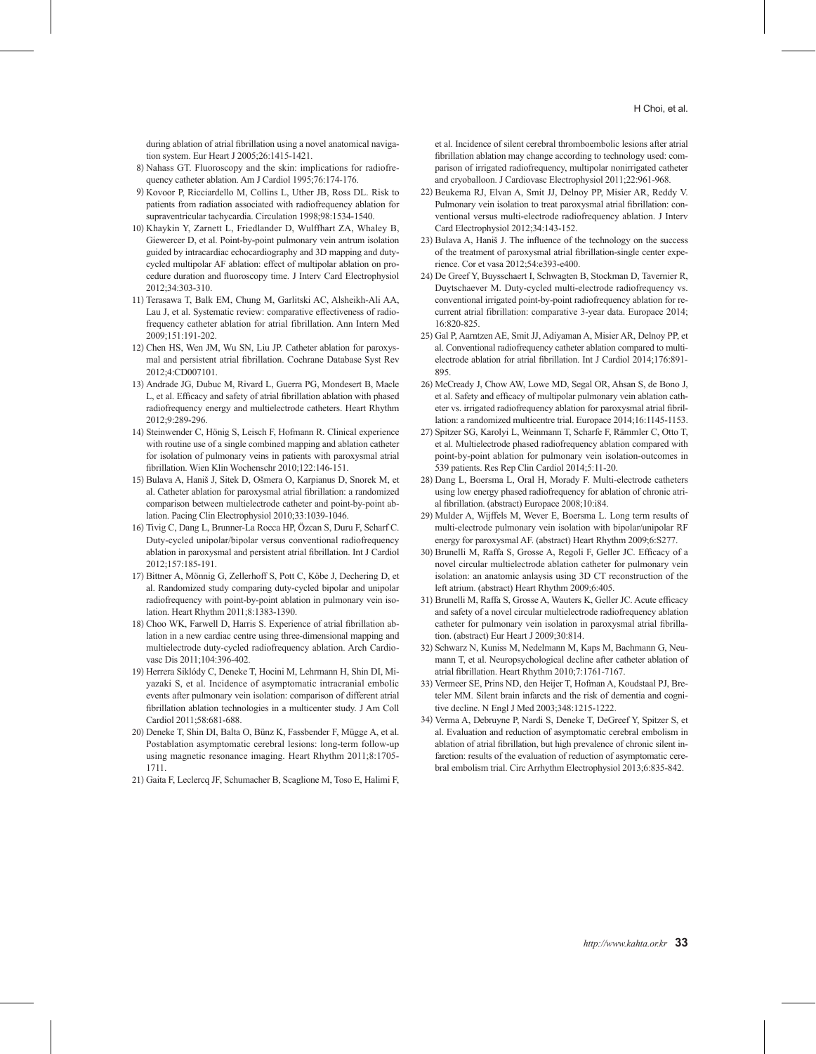during ablation of atrial fibrillation using a novel anatomical navigation system. Eur Heart J 2005;26:1415-1421.

8) Nahass GT. Fluoroscopy and the skin: implications for radiofrequency catheter ablation. Am J Cardiol 1995;76:174-176.
9) Kovoor P, Ricciardello M, Collins L, Uther JB, Ross DL. Risk to patients from radiation associated with radiofrequency ablation for supraventricular tachycardia. Circulation 1998;98:1534-1540.
10) Khaykin Y, Zarnett L, Friedlander D, Wulffhart ZA, Whaley B, Giewercer D, et al. Point-by-point pulmonary vein antrum isolation guided by intracardiac echocardiography and 3D mapping and duty-cycled multipolar AF ablation: effect of multipolar ablation on procedure duration and fluoroscopy time. J Interv Card Electrophysiol 2012;34:303-310.
11) Terasawa T, Balk EM, Chung M, Garlitski AC, Alsheikh-Ali AA, Lau J, et al. Systematic review: comparative effectiveness of radiofrequency catheter ablation for atrial fibrillation. Ann Intern Med 2009;151:191-202.
12) Chen HS, Wen JM, Wu SN, Liu JP. Catheter ablation for paroxysmal and persistent atrial fibrillation. Cochrane Database Syst Rev 2012;4:CD007101.
13) Andrade JG, Dubuc M, Rivard L, Guerra PG, Mondesert B, Macle L, et al. Efficacy and safety of atrial fibrillation ablation with phased radiofrequency energy and multielectrode catheters. Heart Rhythm 2012;9:289-296.
14) Steinwender C, Hönig S, Leisch F, Hofmann R. Clinical experience with routine use of a single combined mapping and ablation catheter for isolation of pulmonary veins in patients with paroxysmal atrial fibrillation. Wien Klin Wochenschr 2010;122:146-151.
15) Bulava A, Haniš J, Sitek D, Ošmera O, Karpianus D, Snorek M, et al. Catheter ablation for paroxysmal atrial fibrillation: a randomized comparison between multielectrode catheter and point-by-point ablation. Pacing Clin Electrophysiol 2010;33:1039-1046.
16) Tivig C, Dang L, Brunner-La Rocca HP, Özcan S, Duru F, Scharf C. Duty-cycled unipolar/bipolar versus conventional radiofrequency ablation in paroxysmal and persistent atrial fibrillation. Int J Cardiol 2012;157:185-191.
17) Bittner A, Mönnig G, Zellerhoff S, Pott C, Köbe J, Dechering D, et al. Randomized study comparing duty-cycled bipolar and unipolar radiofrequency with point-by-point ablation in pulmonary vein isolation. Heart Rhythm 2011;8:1383-1390.
18) Choo WK, Farwell D, Harris S. Experience of atrial fibrillation ablation in a new cardiac centre using three-dimensional mapping and multielectrode duty-cycled radiofrequency ablation. Arch Cardiovasc Dis 2011;104:396-402.
19) Herrera Siklódy C, Deneke T, Hocini M, Lehrmann H, Shin DI, Miyazaki S, et al. Incidence of asymptomatic intracranial embolic events after pulmonary vein isolation: comparison of different atrial fibrillation ablation technologies in a multicenter study. J Am Coll Cardiol 2011;58:681-688.
20) Deneke T, Shin DI, Balta O, Bünz K, Fassbender F, Mügge A, et al. Postablation asymptomatic cerebral lesions: long-term follow-up using magnetic resonance imaging. Heart Rhythm 2011;8:1705-1711.
21) Gaita F, Leclercq JF, Schumacher B, Scaglione M, Toso E, Halimi F, et al. Incidence of silent cerebral thromboembolic lesions after atrial fibrillation ablation may change according to technology used: comparison of irrigated radiofrequency, multipolar nonirrigated catheter and cryoballoon. J Cardiovasc Electrophysiol 2011;22:961-968.
22) Beukema RJ, Elvan A, Smit JJ, Delnoy PP, Misier AR, Reddy V. Pulmonary vein isolation to treat paroxysmal atrial fibrillation: conventional versus multi-electrode radiofrequency ablation. J Interv Card Electrophysiol 2012;34:143-152.
23) Bulava A, Haniš J. The influence of the technology on the success of the treatment of paroxysmal atrial fibrillation-single center experience. Cor et vasa 2012;54:e393-e400.
24) De Greef Y, Buysschaert I, Schwagten B, Stockman D, Tavernier R, Duytschaever M. Duty-cycled multi-electrode radiofrequency vs. conventional irrigated point-by-point radiofrequency ablation for recurrent atrial fibrillation: comparative 3-year data. Europace 2014;16:820-825.
25) Gal P, Aarntzen AE, Smit JJ, Adiyaman A, Misier AR, Delnoy PP, et al. Conventional radiofrequency catheter ablation compared to multi-electrode ablation for atrial fibrillation. Int J Cardiol 2014;176:891-895.
26) McCready J, Chow AW, Lowe MD, Segal OR, Ahsan S, de Bono J, et al. Safety and efficacy of multipolar pulmonary vein ablation catheter vs. irrigated radiofrequency ablation for paroxysmal atrial fibrillation: a randomized multicentre trial. Europace 2014;16:1145-1153.
27) Spitzer SG, Karolyi L, Weinmann T, Scharfe F, Rämmler C, Otto T, et al. Multielectrode phased radiofrequency ablation compared with point-by-point ablation for pulmonary vein isolation-outcomes in 539 patients. Res Rep Clin Cardiol 2014;5:11-20.
28) Dang L, Boersma L, Oral H, Morady F. Multi-electrode catheters using low energy phased radiofrequency for ablation of chronic atrial fibrillation. (abstract) Europace 2008;10:i84.
29) Mulder A, Wijffels M, Wever E, Boersma L. Long term results of multi-electrode pulmonary vein isolation with bipolar/unipolar RF energy for paroxysmal AF. (abstract) Heart Rhythm 2009;6:S277.
30) Brunelli M, Raffa S, Grosse A, Regoli F, Geller JC. Efficacy of a novel circular multielectrode ablation catheter for pulmonary vein isolation: an anatomic anlaysis using 3D CT reconstruction of the left atrium. (abstract) Heart Rhythm 2009;6:405.
31) Brunelli M, Raffa S, Grosse A, Wauters K, Geller JC. Acute efficacy and safety of a novel circular multielectrode radiofrequency ablation catheter for pulmonary vein isolation in paroxysmal atrial fibrillation. (abstract) Eur Heart J 2009;30:814.
32) Schwarz N, Kuniss M, Nedelmann M, Kaps M, Bachmann G, Neumann T, et al. Neuropsychological decline after catheter ablation of atrial fibrillation. Heart Rhythm 2010;7:1761-7167.
33) Vermeer SE, Prins ND, den Heijer T, Hofman A, Koudstaal PJ, Breteler MM. Silent brain infarcts and the risk of dementia and cognitive decline. N Engl J Med 2003;348:1215-1222.
34) Verma A, Debruyne P, Nardi S, Deneke T, DeGreef Y, Spitzer S, et al. Evaluation and reduction of asymptomatic cerebral embolism in ablation of atrial fibrillation, but high prevalence of chronic silent infarction: results of the evaluation of reduction of asymptomatic cerebral embolism trial. Circ Arrhythm Electrophysiol 2013;6:835-842.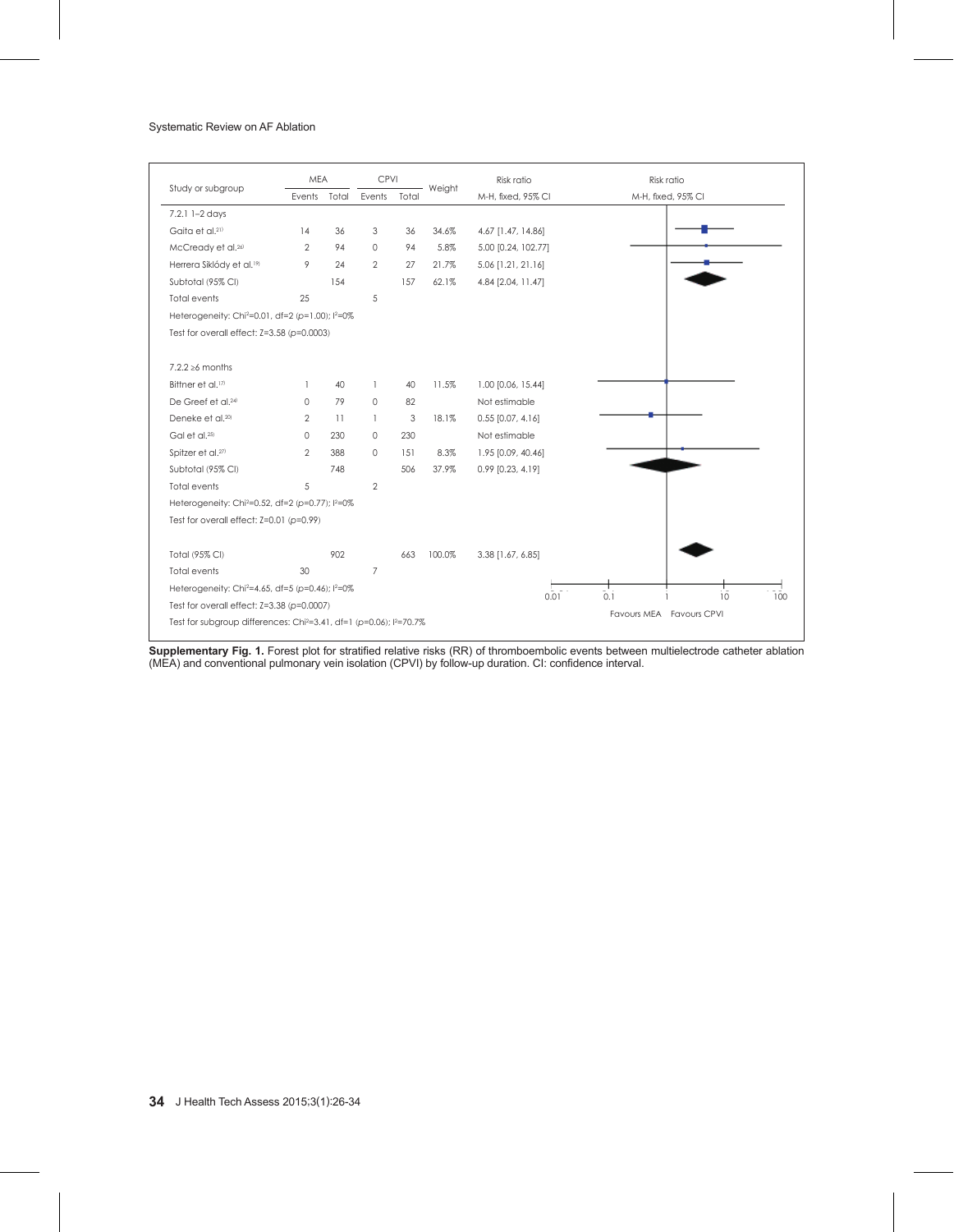| Study or subgroup | MEA | | CPVI | | Weight | Risk ratio |
| --- | --- | --- | --- | --- | --- | --- |
| | Events | Total | Events | Total | | M-H, fixed, 95% CI |
| 7.2.1 1–2 days | | | | | | |
| Gaita et al.[21] | 14 | 36 | 3 | 36 | 34.6% | 4.67 [1.47, 14.86] |
| McCready et al.[26] | 2 | 94 | 0 | 94 | 5.8% | 5.00 [0.24, 102.77] |
| Herrera Siklódy et al.[19] | 9 | 24 | 2 | 27 | 21.7% | 5.06 [1.21, 21.16] |
| Subtotal (95% CI) | | 154 | | 157 | 62.1% | 4.84 [2.04, 11.47] |
| Total events | 25 | | 5 | | | |
| Heterogeneity: Chi²=0.01, df=2 ($p$=1.00); I²=0% | | | | | | |
| Test for overall effect: Z=3.58 ($p$=0.0003) | | | | | | |
| 7.2.2 ≥6 months | | | | | | |
| Bittner et al.[17] | 1 | 40 | 1 | 40 | 11.5% | 1.00 [0.06, 15.44] |
| De Greef et al.[24] | 0 | 79 | 0 | 82 | | Not estimable |
| Deneke et al.[20] | 2 | 11 | 1 | 3 | 18.1% | 0.55 [0.07, 4.16] |
| Gal et al.[25] | 0 | 230 | 0 | 230 | | Not estimable |
| Spitzer et al.[27] | 2 | 388 | 0 | 151 | 8.3% | 1.95 [0.09, 40.46] |
| Subtotal (95% CI) | | 748 | | 506 | 37.9% | 0.99 [0.23, 4.19] |
| Total events | 5 | | 2 | | | |
| Heterogeneity: Chi²=0.52, df=2 ($p$=0.77); I²=0% | | | | | | |
| Test for overall effect: Z=0.01 ($p$=0.99) | | | | | | |
| Total (95% CI) | | 902 | | 663 | 100.0% | 3.38 [1.67, 6.85] |
| Total events | 30 | | 7 | | | |
| Heterogeneity: Chi²=4.65, df=5 ($p$=0.46); I²=0% | | | | | | |
| Test for overall effect: Z=3.38 ($p$=0.0007) | | | | | | |
| Test for subgroup differences: Chi²=3.41, df=1 ($p$=0.06); I²=70.7% | | | | | | |

Risk ratio
M-H, fixed, 95% CI

0.01 0.1 1 10 100

Favours MEA Favours CPVI

**Supplementary Fig. 1.** Forest plot for stratified relative risks (RR) of thromboembolic events between multielectrode catheter ablation (MEA) and conventional pulmonary vein isolation (CPVI) by follow-up duration. CI: confidence interval.